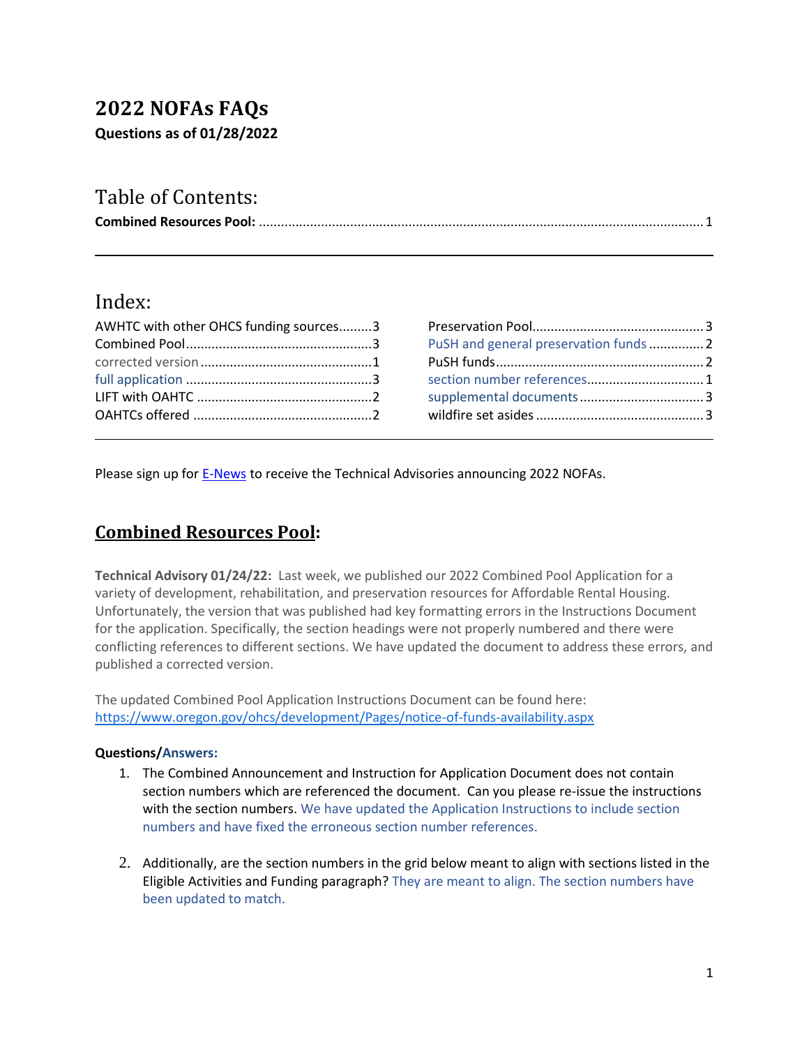# 2022 NOFAs FAQs

**Questions as of 01/28/2022**

## Table of Contents:

**Combined Resources Pool:** ........................................................................................................................ 1

## Index:

AWHTC with other OHCS funding sources.........3
Combined Pool..................................................3
corrected version ..............................................1
full application ..................................................3
LIFT with OAHTC ...............................................2
OAHTCs offered ................................................2
Preservation Pool..............................................3
PuSH and general preservation funds ...............2
PuSH funds........................................................2
section number references................................1
supplemental documents..................................3
wildfire set asides .............................................3

Please sign up for E-News to receive the Technical Advisories announcing 2022 NOFAs.

## Combined Resources Pool:

**Technical Advisory 01/24/22:** Last week, we published our 2022 Combined Pool Application for a variety of development, rehabilitation, and preservation resources for Affordable Rental Housing. Unfortunately, the version that was published had key formatting errors in the Instructions Document for the application. Specifically, the section headings were not properly numbered and there were conflicting references to different sections. We have updated the document to address these errors, and published a corrected version.

The updated Combined Pool Application Instructions Document can be found here: https://www.oregon.gov/ohcs/development/Pages/notice-of-funds-availability.aspx

**Questions/Answers:**

1. The Combined Announcement and Instruction for Application Document does not contain section numbers which are referenced the document. Can you please re-issue the instructions with the section numbers. We have updated the Application Instructions to include section numbers and have fixed the erroneous section number references.

2. Additionally, are the section numbers in the grid below meant to align with sections listed in the Eligible Activities and Funding paragraph? They are meant to align. The section numbers have been updated to match.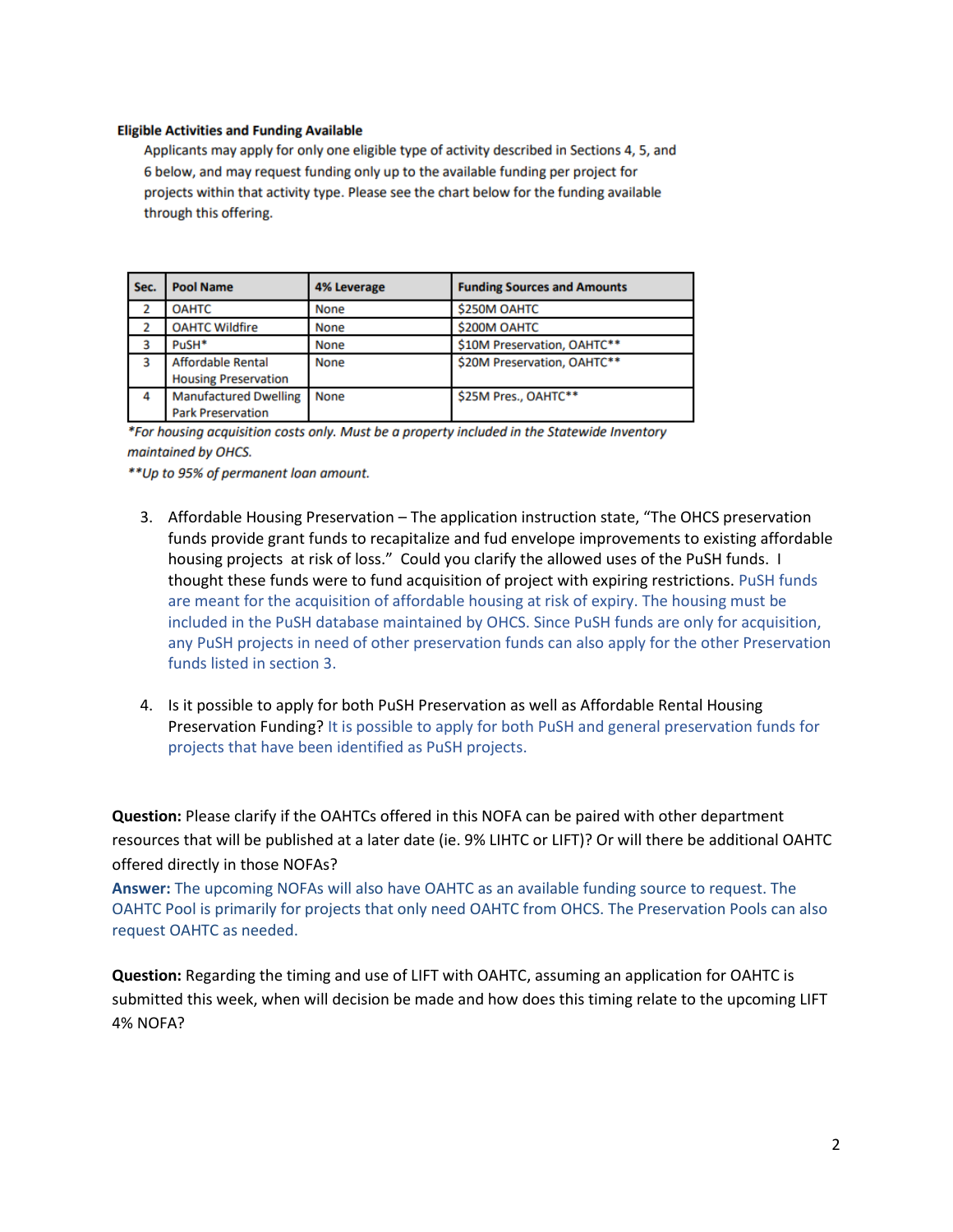**Eligible Activities and Funding Available**

Applicants may apply for only one eligible type of activity described in Sections 4, 5, and 6 below, and may request funding only up to the available funding per project for projects within that activity type. Please see the chart below for the funding available through this offering.

| Sec. | Pool Name | 4% Leverage | Funding Sources and Amounts |
|---|---|---|---|
| 2 | OAHTC | None | $250M OAHTC |
| 2 | OAHTC Wildfire | None | $200M OAHTC |
| 3 | PuSH* | None | $10M Preservation, OAHTC** |
| 3 | Affordable Rental Housing Preservation | None | $20M Preservation, OAHTC** |
| 4 | Manufactured Dwelling Park Preservation | None | $25M Pres., OAHTC** |

*For housing acquisition costs only. Must be a property included in the Statewide Inventory maintained by OHCS.*

***Up to 95% of permanent loan amount.*

3. Affordable Housing Preservation – The application instruction state, "The OHCS preservation funds provide grant funds to recapitalize and fud envelope improvements to existing affordable housing projects at risk of loss." Could you clarify the allowed uses of the PuSH funds. I thought these funds were to fund acquisition of project with expiring restrictions. PuSH funds are meant for the acquisition of affordable housing at risk of expiry. The housing must be included in the PuSH database maintained by OHCS. Since PuSH funds are only for acquisition, any PuSH projects in need of other preservation funds can also apply for the other Preservation funds listed in section 3.

4. Is it possible to apply for both PuSH Preservation as well as Affordable Rental Housing Preservation Funding? It is possible to apply for both PuSH and general preservation funds for projects that have been identified as PuSH projects.

**Question:** Please clarify if the OAHTCs offered in this NOFA can be paired with other department resources that will be published at a later date (ie. 9% LIHTC or LIFT)? Or will there be additional OAHTC offered directly in those NOFAs?

**Answer:** The upcoming NOFAs will also have OAHTC as an available funding source to request. The OAHTC Pool is primarily for projects that only need OAHTC from OHCS. The Preservation Pools can also request OAHTC as needed.

**Question:** Regarding the timing and use of LIFT with OAHTC, assuming an application for OAHTC is submitted this week, when will decision be made and how does this timing relate to the upcoming LIFT 4% NOFA?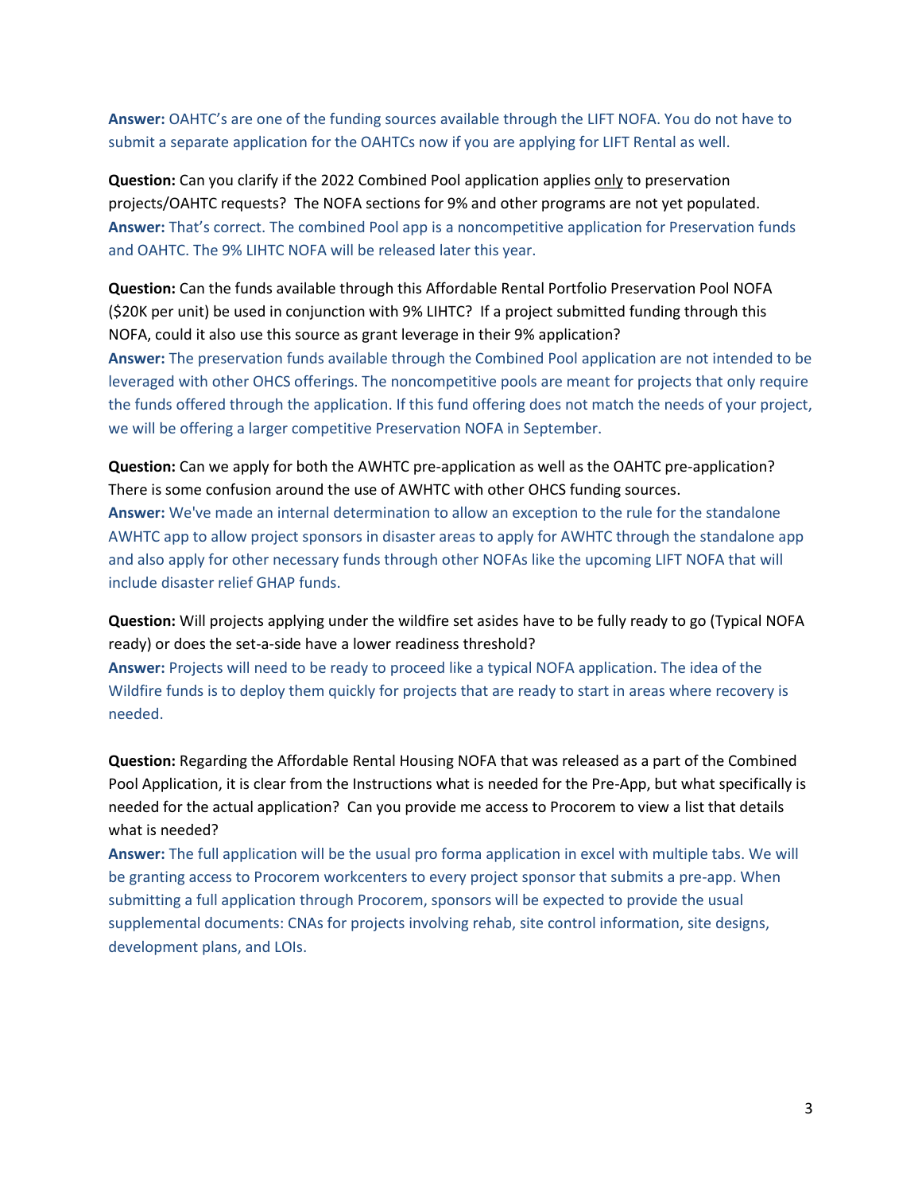**Answer:** OAHTC's are one of the funding sources available through the LIFT NOFA. You do not have to submit a separate application for the OAHTCs now if you are applying for LIFT Rental as well.

**Question:** Can you clarify if the 2022 Combined Pool application applies only to preservation projects/OAHTC requests? The NOFA sections for 9% and other programs are not yet populated.
**Answer:** That's correct. The combined Pool app is a noncompetitive application for Preservation funds and OAHTC. The 9% LIHTC NOFA will be released later this year.

**Question:** Can the funds available through this Affordable Rental Portfolio Preservation Pool NOFA ($20K per unit) be used in conjunction with 9% LIHTC? If a project submitted funding through this NOFA, could it also use this source as grant leverage in their 9% application?
**Answer:** The preservation funds available through the Combined Pool application are not intended to be leveraged with other OHCS offerings. The noncompetitive pools are meant for projects that only require the funds offered through the application. If this fund offering does not match the needs of your project, we will be offering a larger competitive Preservation NOFA in September.

**Question:** Can we apply for both the AWHTC pre-application as well as the OAHTC pre-application? There is some confusion around the use of AWHTC with other OHCS funding sources.
**Answer:** We've made an internal determination to allow an exception to the rule for the standalone AWHTC app to allow project sponsors in disaster areas to apply for AWHTC through the standalone app and also apply for other necessary funds through other NOFAs like the upcoming LIFT NOFA that will include disaster relief GHAP funds.

**Question:** Will projects applying under the wildfire set asides have to be fully ready to go (Typical NOFA ready) or does the set-a-side have a lower readiness threshold?
**Answer:** Projects will need to be ready to proceed like a typical NOFA application. The idea of the Wildfire funds is to deploy them quickly for projects that are ready to start in areas where recovery is needed.

**Question:** Regarding the Affordable Rental Housing NOFA that was released as a part of the Combined Pool Application, it is clear from the Instructions what is needed for the Pre-App, but what specifically is needed for the actual application? Can you provide me access to Procorem to view a list that details what is needed?
**Answer:** The full application will be the usual pro forma application in excel with multiple tabs. We will be granting access to Procorem workcenters to every project sponsor that submits a pre-app. When submitting a full application through Procorem, sponsors will be expected to provide the usual supplemental documents: CNAs for projects involving rehab, site control information, site designs, development plans, and LOIs.